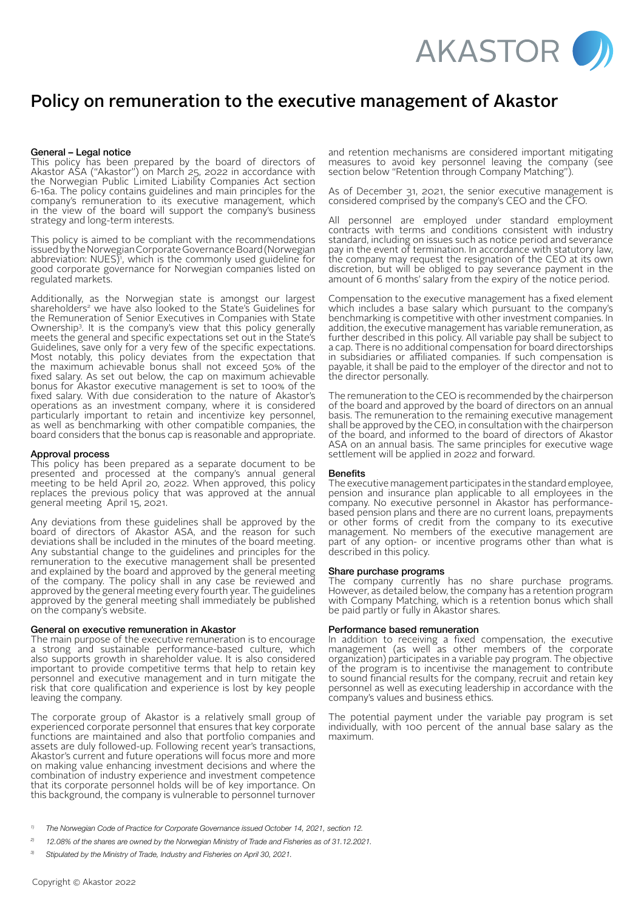# Policy on remuneration to the executive management of Akastor

### General – Legal notice

This policy has been prepared by the board of directors of Akastor ASA ("Akastor") on March 25, 2022 in accordance with the Norwegian Public Limited Liability Companies Act section 6-16a. The policy contains guidelines and main principles for the company's remuneration to its executive management, which in the view of the board will support the company's business strategy and long-term interests.

This policy is aimed to be compliant with the recommendations issued by the Norwegian Corporate Governance Board (Norwegian abbreviation: NUES)[1], which is the commonly used guideline for good corporate governance for Norwegian companies listed on regulated markets.

Additionally, as the Norwegian state is amongst our largest shareholders[2] we have also looked to the State's Guidelines for the Remuneration of Senior Executives in Companies with State Ownership[3]. It is the company's view that this policy generally meets the general and specific expectations set out in the State's Guidelines, save only for a very few of the specific expectations. Most notably, this policy deviates from the expectation that the maximum achievable bonus shall not exceed 50% of the fixed salary. As set out below, the cap on maximum achievable bonus for Akastor executive management is set to 100% of the fixed salary. With due consideration to the nature of Akastor's operations as an investment company, where it is considered particularly important to retain and incentivize key personnel, as well as benchmarking with other compatible companies, the board considers that the bonus cap is reasonable and appropriate.

### Approval process

This policy has been prepared as a separate document to be presented and processed at the company's annual general meeting to be held April 20, 2022. When approved, this policy replaces the previous policy that was approved at the annual general meeting April 15, 2021.

Any deviations from these guidelines shall be approved by the board of directors of Akastor ASA, and the reason for such deviations shall be included in the minutes of the board meeting. Any substantial change to the guidelines and principles for the remuneration to the executive management shall be presented and explained by the board and approved by the general meeting of the company. The policy shall in any case be reviewed and approved by the general meeting every fourth year. The guidelines approved by the general meeting shall immediately be published on the company's website.

### General on executive remuneration in Akastor

The main purpose of the executive remuneration is to encourage a strong and sustainable performance-based culture, which also supports growth in shareholder value. It is also considered important to provide competitive terms that help to retain key personnel and executive management and in turn mitigate the risk that core qualification and experience is lost by key people leaving the company.

The corporate group of Akastor is a relatively small group of experienced corporate personnel that ensures that key corporate functions are maintained and also that portfolio companies and assets are duly followed-up. Following recent year's transactions, Akastor's current and future operations will focus more and more on making value enhancing investment decisions and where the combination of industry experience and investment competence that its corporate personnel holds will be of key importance. On this background, the company is vulnerable to personnel turnover and retention mechanisms are considered important mitigating measures to avoid key personnel leaving the company (see section below "Retention through Company Matching").

As of December 31, 2021, the senior executive management is considered comprised by the company's CEO and the CFO.

All personnel are employed under standard employment contracts with terms and conditions consistent with industry standard, including on issues such as notice period and severance pay in the event of termination. In accordance with statutory law, the company may request the resignation of the CEO at its own discretion, but will be obliged to pay severance payment in the amount of 6 months' salary from the expiry of the notice period.

Compensation to the executive management has a fixed element which includes a base salary which pursuant to the company's benchmarking is competitive with other investment companies. In addition, the executive management has variable remuneration, as further described in this policy. All variable pay shall be subject to a cap. There is no additional compensation for board directorships in subsidiaries or affiliated companies. If such compensation is payable, it shall be paid to the employer of the director and not to the director personally.

The remuneration to the CEO is recommended by the chairperson of the board and approved by the board of directors on an annual basis. The remuneration to the remaining executive management shall be approved by the CEO, in consultation with the chairperson of the board, and informed to the board of directors of Akastor ASA on an annual basis. The same principles for executive wage settlement will be applied in 2022 and forward.

### Benefits

The executive management participates in the standard employee, pension and insurance plan applicable to all employees in the company. No executive personnel in Akastor has performance-based pension plans and there are no current loans, prepayments or other forms of credit from the company to its executive management. No members of the executive management are part of any option- or incentive programs other than what is described in this policy.

### Share purchase programs

The company currently has no share purchase programs. However, as detailed below, the company has a retention program with Company Matching, which is a retention bonus which shall be paid partly or fully in Akastor shares.

### Performance based remuneration

In addition to receiving a fixed compensation, the executive management (as well as other members of the corporate organization) participates in a variable pay program. The objective of the program is to incentivise the management to contribute to sound financial results for the company, recruit and retain key personnel as well as executing leadership in accordance with the company's values and business ethics.

The potential payment under the variable pay program is set individually, with 100 percent of the annual base salary as the maximum.

---

[1] *The Norwegian Code of Practice for Corporate Governance issued October 14, 2021, section 12.*

[2] *12.08% of the shares are owned by the Norwegian Ministry of Trade and Fisheries as of 31.12.2021.*

[3] *Stipulated by the Ministry of Trade, Industry and Fisheries on April 30, 2021.*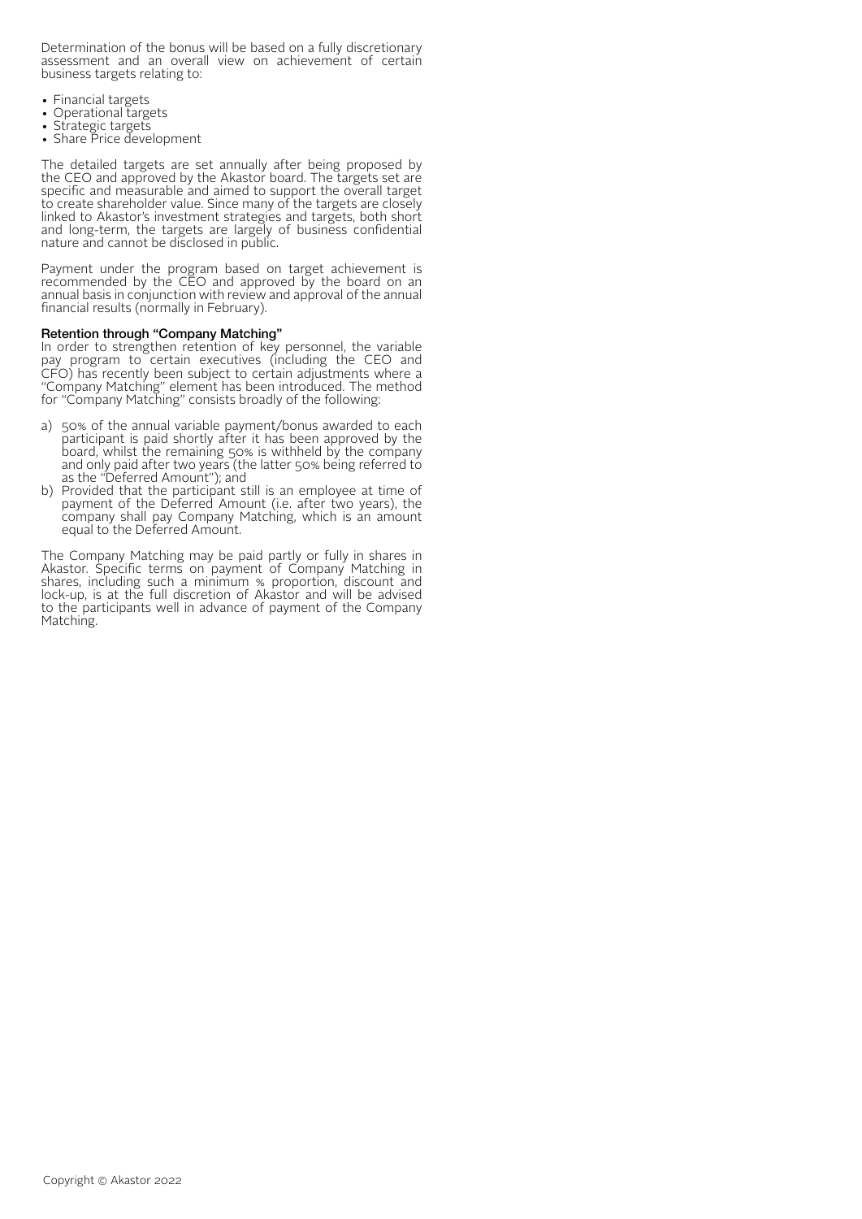Determination of the bonus will be based on a fully discretionary assessment and an overall view on achievement of certain business targets relating to:

- Financial targets
- Operational targets
- Strategic targets
- Share Price development

The detailed targets are set annually after being proposed by the CEO and approved by the Akastor board. The targets set are specific and measurable and aimed to support the overall target to create shareholder value. Since many of the targets are closely linked to Akastor's investment strategies and targets, both short and long-term, the targets are largely of business confidential nature and cannot be disclosed in public.

Payment under the program based on target achievement is recommended by the CEO and approved by the board on an annual basis in conjunction with review and approval of the annual financial results (normally in February).

**Retention through "Company Matching"**

In order to strengthen retention of key personnel, the variable pay program to certain executives (including the CEO and CFO) has recently been subject to certain adjustments where a "Company Matching" element has been introduced. The method for "Company Matching" consists broadly of the following:

a) 50% of the annual variable payment/bonus awarded to each participant is paid shortly after it has been approved by the board, whilst the remaining 50% is withheld by the company and only paid after two years (the latter 50% being referred to as the "Deferred Amount"); and
b) Provided that the participant still is an employee at time of payment of the Deferred Amount (i.e. after two years), the company shall pay Company Matching, which is an amount equal to the Deferred Amount.

The Company Matching may be paid partly or fully in shares in Akastor. Specific terms on payment of Company Matching in shares, including such a minimum % proportion, discount and lock-up, is at the full discretion of Akastor and will be advised to the participants well in advance of payment of the Company Matching.